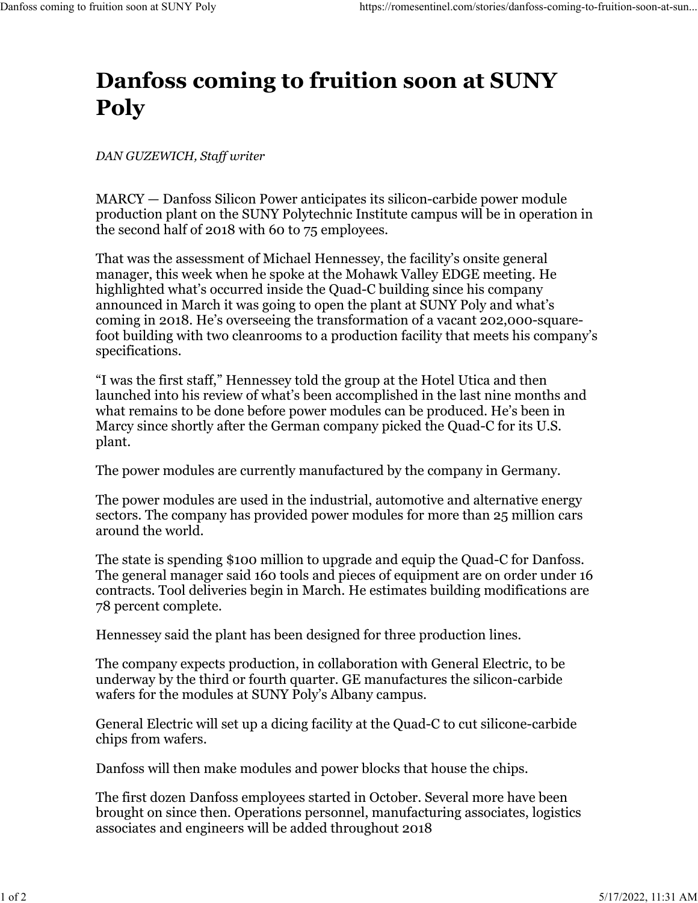# Danfoss coming to fruition soon at SUNY Poly

*DAN GUZEWICH, Staff writer*

MARCY — Danfoss Silicon Power anticipates its silicon-carbide power module production plant on the SUNY Polytechnic Institute campus will be in operation in the second half of 2018 with 60 to 75 employees.

That was the assessment of Michael Hennessey, the facility's onsite general manager, this week when he spoke at the Mohawk Valley EDGE meeting. He highlighted what's occurred inside the Quad-C building since his company announced in March it was going to open the plant at SUNY Poly and what's coming in 2018. He's overseeing the transformation of a vacant 202,000-square-foot building with two cleanrooms to a production facility that meets his company's specifications.

"I was the first staff," Hennessey told the group at the Hotel Utica and then launched into his review of what's been accomplished in the last nine months and what remains to be done before power modules can be produced. He's been in Marcy since shortly after the German company picked the Quad-C for its U.S. plant.

The power modules are currently manufactured by the company in Germany.

The power modules are used in the industrial, automotive and alternative energy sectors. The company has provided power modules for more than 25 million cars around the world.

The state is spending $100 million to upgrade and equip the Quad-C for Danfoss. The general manager said 160 tools and pieces of equipment are on order under 16 contracts. Tool deliveries begin in March. He estimates building modifications are 78 percent complete.

Hennessey said the plant has been designed for three production lines.

The company expects production, in collaboration with General Electric, to be underway by the third or fourth quarter. GE manufactures the silicon-carbide wafers for the modules at SUNY Poly's Albany campus.

General Electric will set up a dicing facility at the Quad-C to cut silicone-carbide chips from wafers.

Danfoss will then make modules and power blocks that house the chips.

The first dozen Danfoss employees started in October. Several more have been brought on since then. Operations personnel, manufacturing associates, logistics associates and engineers will be added throughout 2018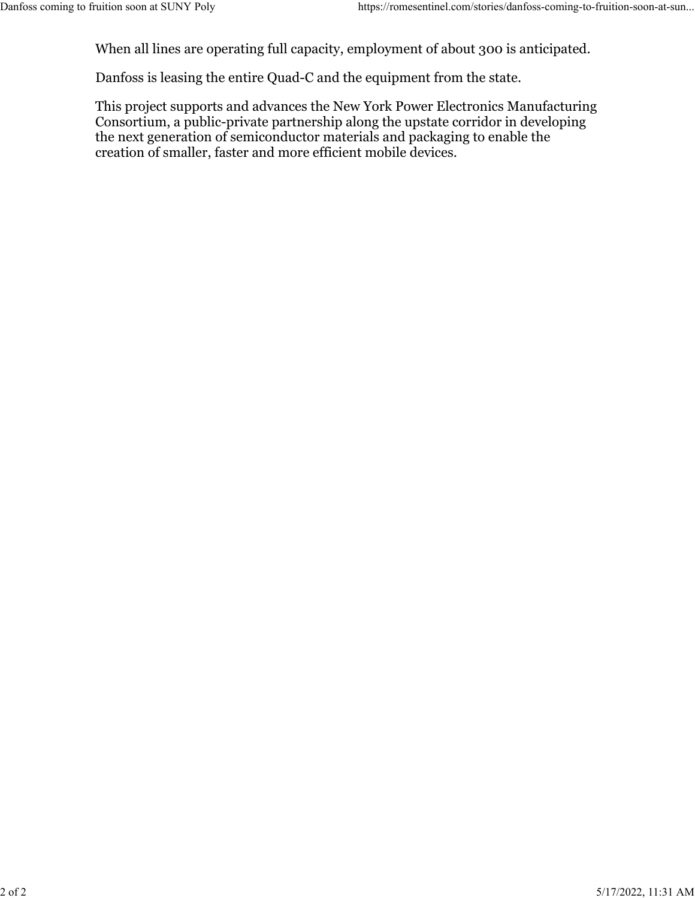When all lines are operating full capacity, employment of about 300 is anticipated.

Danfoss is leasing the entire Quad-C and the equipment from the state.

This project supports and advances the New York Power Electronics Manufacturing Consortium, a public-private partnership along the upstate corridor in developing the next generation of semiconductor materials and packaging to enable the creation of smaller, faster and more efficient mobile devices.